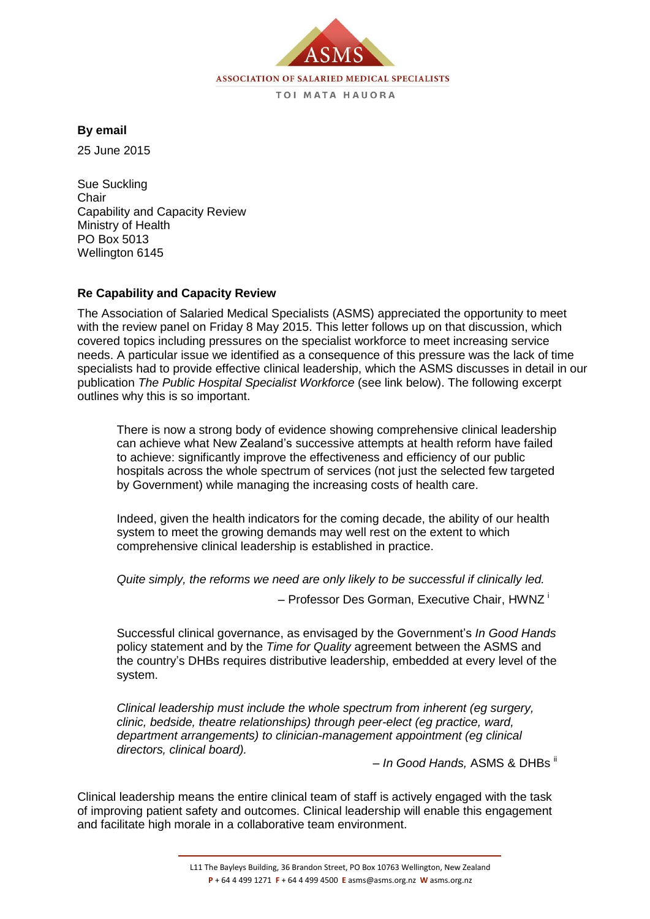ASSOCIATION OF SALARIED MEDICAL SPECIALISTS

TOI MATA HAUORA

**By email**

25 June 2015

Sue Suckling
Chair
Capability and Capacity Review
Ministry of Health
PO Box 5013
Wellington 6145

**Re Capability and Capacity Review**

The Association of Salaried Medical Specialists (ASMS) appreciated the opportunity to meet with the review panel on Friday 8 May 2015. This letter follows up on that discussion, which covered topics including pressures on the specialist workforce to meet increasing service needs. A particular issue we identified as a consequence of this pressure was the lack of time specialists had to provide effective clinical leadership, which the ASMS discusses in detail in our publication *The Public Hospital Specialist Workforce* (see link below). The following excerpt outlines why this is so important.

> There is now a strong body of evidence showing comprehensive clinical leadership can achieve what New Zealand's successive attempts at health reform have failed to achieve: significantly improve the effectiveness and efficiency of our public hospitals across the whole spectrum of services (not just the selected few targeted by Government) while managing the increasing costs of health care.
>
> Indeed, given the health indicators for the coming decade, the ability of our health system to meet the growing demands may well rest on the extent to which comprehensive clinical leadership is established in practice.
>
> *Quite simply, the reforms we need are only likely to be successful if clinically led.*
>
> – Professor Des Gorman, Executive Chair, HWNZ [i]
>
> Successful clinical governance, as envisaged by the Government's *In Good Hands* policy statement and by the *Time for Quality* agreement between the ASMS and the country's DHBs requires distributive leadership, embedded at every level of the system.
>
> *Clinical leadership must include the whole spectrum from inherent (eg surgery, clinic, bedside, theatre relationships) through peer-elect (eg practice, ward, department arrangements) to clinician-management appointment (eg clinical directors, clinical board).*
>
> – *In Good Hands,* ASMS & DHBs [ii]

Clinical leadership means the entire clinical team of staff is actively engaged with the task of improving patient safety and outcomes. Clinical leadership will enable this engagement and facilitate high morale in a collaborative team environment.

L11 The Bayleys Building, 36 Brandon Street, PO Box 10763 Wellington, New Zealand
**P** + 64 4 499 1271 **F** + 64 4 499 4500 **E** asms@asms.org.nz **W** asms.org.nz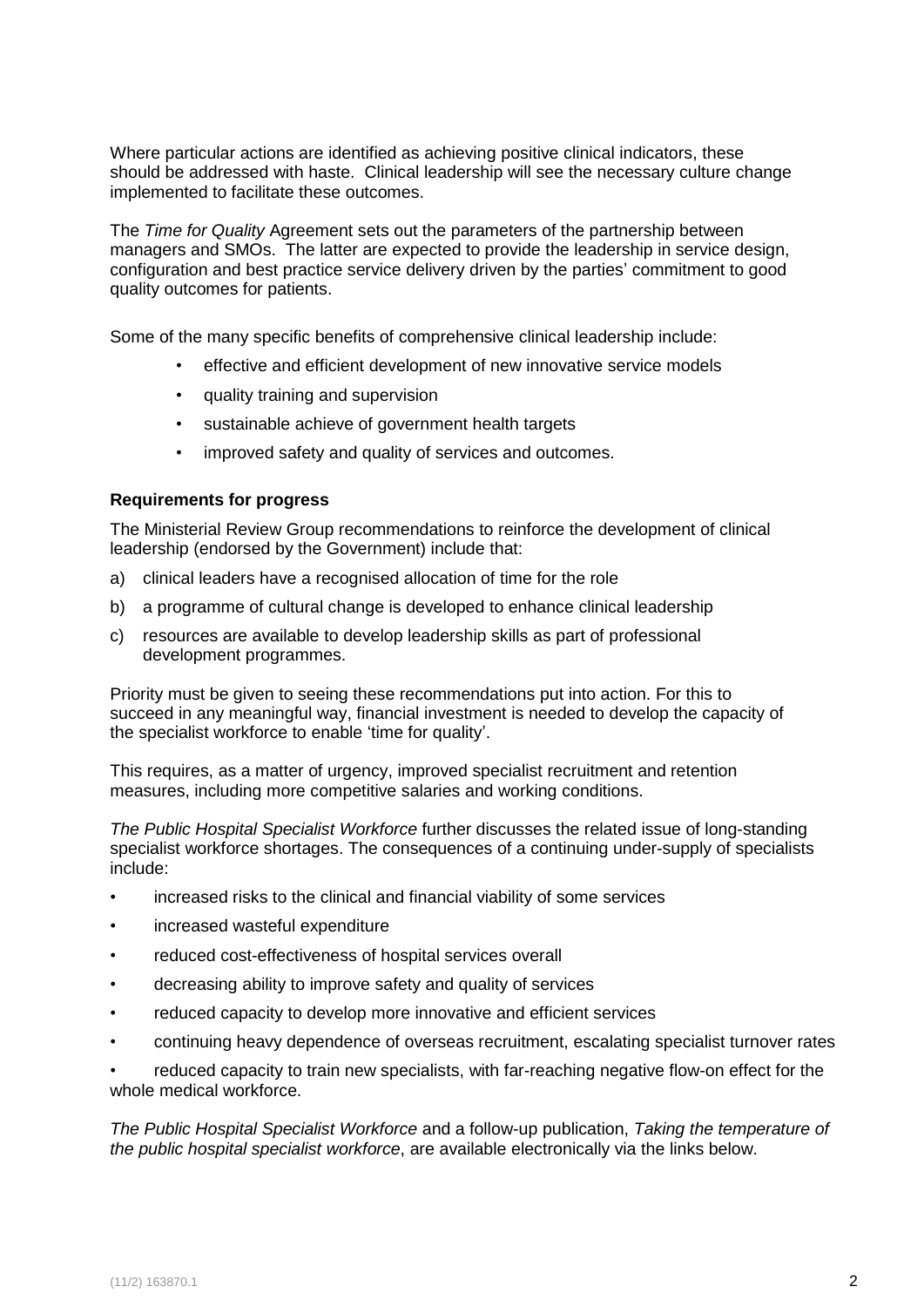Where particular actions are identified as achieving positive clinical indicators, these should be addressed with haste. Clinical leadership will see the necessary culture change implemented to facilitate these outcomes.

The *Time for Quality* Agreement sets out the parameters of the partnership between managers and SMOs. The latter are expected to provide the leadership in service design, configuration and best practice service delivery driven by the parties' commitment to good quality outcomes for patients.

Some of the many specific benefits of comprehensive clinical leadership include:

- effective and efficient development of new innovative service models
- quality training and supervision
- sustainable achieve of government health targets
- improved safety and quality of services and outcomes.

**Requirements for progress**

The Ministerial Review Group recommendations to reinforce the development of clinical leadership (endorsed by the Government) include that:

a) clinical leaders have a recognised allocation of time for the role

b) a programme of cultural change is developed to enhance clinical leadership

c) resources are available to develop leadership skills as part of professional development programmes.

Priority must be given to seeing these recommendations put into action. For this to succeed in any meaningful way, financial investment is needed to develop the capacity of the specialist workforce to enable 'time for quality'.

This requires, as a matter of urgency, improved specialist recruitment and retention measures, including more competitive salaries and working conditions.

*The Public Hospital Specialist Workforce* further discusses the related issue of long-standing specialist workforce shortages. The consequences of a continuing under-supply of specialists include:

- increased risks to the clinical and financial viability of some services
- increased wasteful expenditure
- reduced cost-effectiveness of hospital services overall
- decreasing ability to improve safety and quality of services
- reduced capacity to develop more innovative and efficient services
- continuing heavy dependence of overseas recruitment, escalating specialist turnover rates
- reduced capacity to train new specialists, with far-reaching negative flow-on effect for the whole medical workforce.

*The Public Hospital Specialist Workforce* and a follow-up publication, *Taking the temperature of the public hospital specialist workforce*, are available electronically via the links below.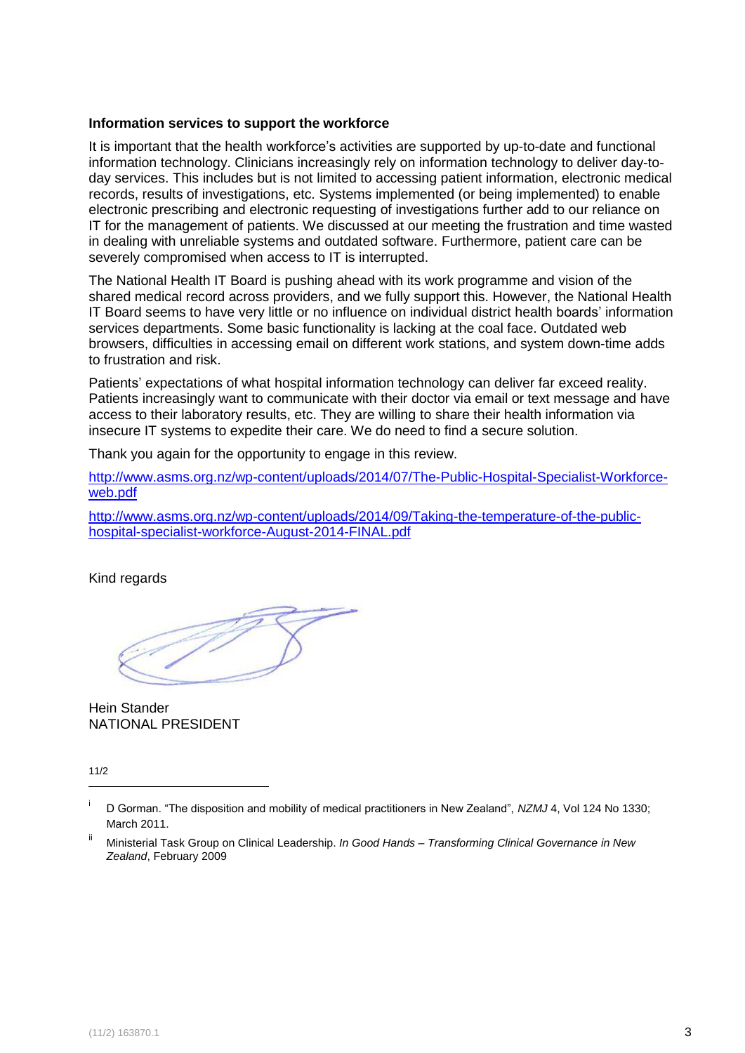**Information services to support the workforce**

It is important that the health workforce's activities are supported by up-to-date and functional information technology. Clinicians increasingly rely on information technology to deliver day-to-day services. This includes but is not limited to accessing patient information, electronic medical records, results of investigations, etc. Systems implemented (or being implemented) to enable electronic prescribing and electronic requesting of investigations further add to our reliance on IT for the management of patients. We discussed at our meeting the frustration and time wasted in dealing with unreliable systems and outdated software. Furthermore, patient care can be severely compromised when access to IT is interrupted.

The National Health IT Board is pushing ahead with its work programme and vision of the shared medical record across providers, and we fully support this. However, the National Health IT Board seems to have very little or no influence on individual district health boards' information services departments. Some basic functionality is lacking at the coal face. Outdated web browsers, difficulties in accessing email on different work stations, and system down-time adds to frustration and risk.

Patients' expectations of what hospital information technology can deliver far exceed reality. Patients increasingly want to communicate with their doctor via email or text message and have access to their laboratory results, etc. They are willing to share their health information via insecure IT systems to expedite their care. We do need to find a secure solution.

Thank you again for the opportunity to engage in this review.

http://www.asms.org.nz/wp-content/uploads/2014/07/The-Public-Hospital-Specialist-Workforce-web.pdf

http://www.asms.org.nz/wp-content/uploads/2014/09/Taking-the-temperature-of-the-public-hospital-specialist-workforce-August-2014-FINAL.pdf

Kind regards

Hein Stander
NATIONAL PRESIDENT

11/2

---

[i] D Gorman. "The disposition and mobility of medical practitioners in New Zealand", *NZMJ* 4, Vol 124 No 1330; March 2011.

[ii] Ministerial Task Group on Clinical Leadership. *In Good Hands – Transforming Clinical Governance in New Zealand*, February 2009

(11/2) 163870.1